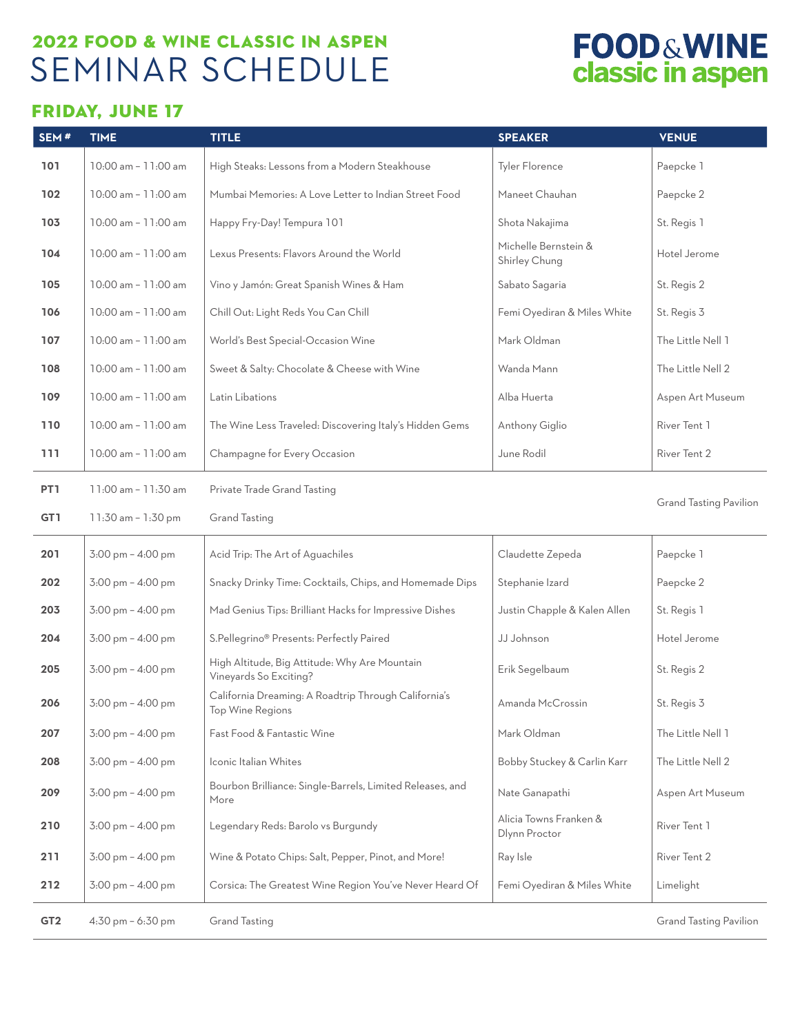# 2022 FOOD & WINE CLASSIC IN ASPEN
# SEMINAR SCHEDULE

FOOD & WINE classic in aspen

## FRIDAY, JUNE 17

| SEM # | TIME | TITLE | SPEAKER | VENUE |
|---|---|---|---|---|
| 101 | 10:00 am – 11:00 am | High Steaks: Lessons from a Modern Steakhouse | Tyler Florence | Paepcke 1 |
| 102 | 10:00 am – 11:00 am | Mumbai Memories: A Love Letter to Indian Street Food | Maneet Chauhan | Paepcke 2 |
| 103 | 10:00 am – 11:00 am | Happy Fry-Day! Tempura 101 | Shota Nakajima | St. Regis 1 |
| 104 | 10:00 am – 11:00 am | Lexus Presents: Flavors Around the World | Michelle Bernstein & Shirley Chung | Hotel Jerome |
| 105 | 10:00 am – 11:00 am | Vino y Jamón: Great Spanish Wines & Ham | Sabato Sagaria | St. Regis 2 |
| 106 | 10:00 am – 11:00 am | Chill Out: Light Reds You Can Chill | Femi Oyediran & Miles White | St. Regis 3 |
| 107 | 10:00 am – 11:00 am | World's Best Special-Occasion Wine | Mark Oldman | The Little Nell 1 |
| 108 | 10:00 am – 11:00 am | Sweet & Salty: Chocolate & Cheese with Wine | Wanda Mann | The Little Nell 2 |
| 109 | 10:00 am – 11:00 am | Latin Libations | Alba Huerta | Aspen Art Museum |
| 110 | 10:00 am – 11:00 am | The Wine Less Traveled: Discovering Italy's Hidden Gems | Anthony Giglio | River Tent 1 |
| 111 | 10:00 am – 11:00 am | Champagne for Every Occasion | June Rodil | River Tent 2 |
| PT1 | 11:00 am – 11:30 am | Private Trade Grand Tasting | | Grand Tasting Pavilion |
| GT1 | 11:30 am – 1:30 pm | Grand Tasting | | Grand Tasting Pavilion |
| 201 | 3:00 pm – 4:00 pm | Acid Trip: The Art of Aguachiles | Claudette Zepeda | Paepcke 1 |
| 202 | 3:00 pm – 4:00 pm | Snacky Drinky Time: Cocktails, Chips, and Homemade Dips | Stephanie Izard | Paepcke 2 |
| 203 | 3:00 pm – 4:00 pm | Mad Genius Tips: Brilliant Hacks for Impressive Dishes | Justin Chapple & Kalen Allen | St. Regis 1 |
| 204 | 3:00 pm – 4:00 pm | S.Pellegrino® Presents: Perfectly Paired | JJ Johnson | Hotel Jerome |
| 205 | 3:00 pm – 4:00 pm | High Altitude, Big Attitude: Why Are Mountain Vineyards So Exciting? | Erik Segelbaum | St. Regis 2 |
| 206 | 3:00 pm – 4:00 pm | California Dreaming: A Roadtrip Through California's Top Wine Regions | Amanda McCrossin | St. Regis 3 |
| 207 | 3:00 pm – 4:00 pm | Fast Food & Fantastic Wine | Mark Oldman | The Little Nell 1 |
| 208 | 3:00 pm – 4:00 pm | Iconic Italian Whites | Bobby Stuckey & Carlin Karr | The Little Nell 2 |
| 209 | 3:00 pm – 4:00 pm | Bourbon Brilliance: Single-Barrels, Limited Releases, and More | Nate Ganapathi | Aspen Art Museum |
| 210 | 3:00 pm – 4:00 pm | Legendary Reds: Barolo vs Burgundy | Alicia Towns Franken & Dlynn Proctor | River Tent 1 |
| 211 | 3:00 pm – 4:00 pm | Wine & Potato Chips: Salt, Pepper, Pinot, and More! | Ray Isle | River Tent 2 |
| 212 | 3:00 pm – 4:00 pm | Corsica: The Greatest Wine Region You've Never Heard Of | Femi Oyediran & Miles White | Limelight |
| GT2 | 4:30 pm – 6:30 pm | Grand Tasting | | Grand Tasting Pavilion |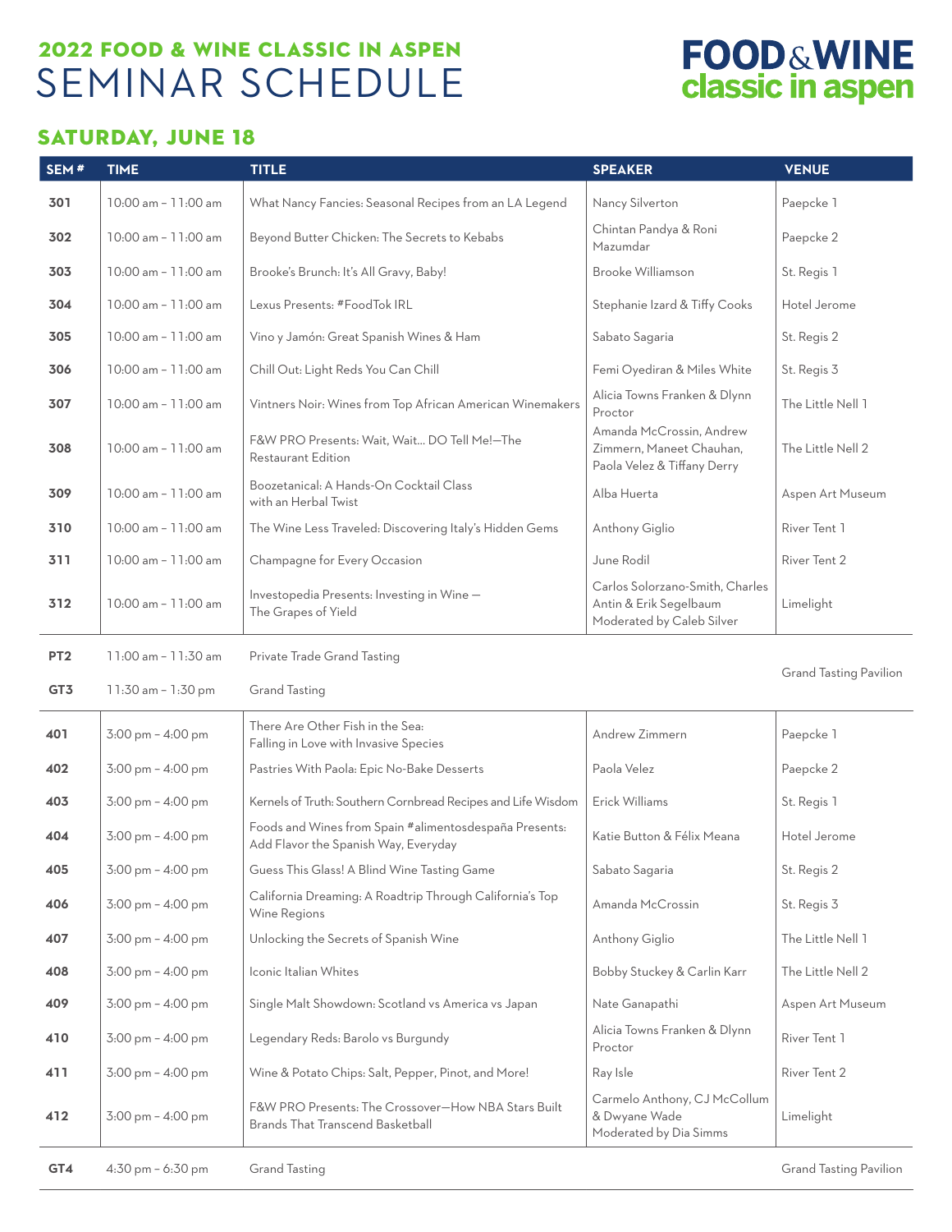# 2022 FOOD & WINE CLASSIC IN ASPEN
# SEMINAR SCHEDULE

FOOD & WINE classic in aspen

## SATURDAY, JUNE 18

| SEM # | TIME | TITLE | SPEAKER | VENUE |
|---|---|---|---|---|
| 301 | 10:00 am – 11:00 am | What Nancy Fancies: Seasonal Recipes from an LA Legend | Nancy Silverton | Paepcke 1 |
| 302 | 10:00 am – 11:00 am | Beyond Butter Chicken: The Secrets to Kebabs | Chintan Pandya & Roni Mazumdar | Paepcke 2 |
| 303 | 10:00 am – 11:00 am | Brooke's Brunch: It's All Gravy, Baby! | Brooke Williamson | St. Regis 1 |
| 304 | 10:00 am – 11:00 am | Lexus Presents: #FoodTok IRL | Stephanie Izard & Tiffy Cooks | Hotel Jerome |
| 305 | 10:00 am – 11:00 am | Vino y Jamón: Great Spanish Wines & Ham | Sabato Sagaria | St. Regis 2 |
| 306 | 10:00 am – 11:00 am | Chill Out: Light Reds You Can Chill | Femi Oyediran & Miles White | St. Regis 3 |
| 307 | 10:00 am – 11:00 am | Vintners Noir: Wines from Top African American Winemakers | Alicia Towns Franken & Dlynn Proctor | The Little Nell 1 |
| 308 | 10:00 am – 11:00 am | F&W PRO Presents: Wait, Wait... DO Tell Me!—The Restaurant Edition | Amanda McCrossin, Andrew Zimmern, Maneet Chauhan, Paola Velez & Tiffany Derry | The Little Nell 2 |
| 309 | 10:00 am – 11:00 am | Boozetanical: A Hands-On Cocktail Class with an Herbal Twist | Alba Huerta | Aspen Art Museum |
| 310 | 10:00 am – 11:00 am | The Wine Less Traveled: Discovering Italy's Hidden Gems | Anthony Giglio | River Tent 1 |
| 311 | 10:00 am – 11:00 am | Champagne for Every Occasion | June Rodil | River Tent 2 |
| 312 | 10:00 am – 11:00 am | Investopedia Presents: Investing in Wine — The Grapes of Yield | Carlos Solorzano-Smith, Charles Antin & Erik Segelbaum Moderated by Caleb Silver | Limelight |
| PT2 | 11:00 am – 11:30 am | Private Trade Grand Tasting | | Grand Tasting Pavilion |
| GT3 | 11:30 am – 1:30 pm | Grand Tasting | | Grand Tasting Pavilion |
| 401 | 3:00 pm – 4:00 pm | There Are Other Fish in the Sea: Falling in Love with Invasive Species | Andrew Zimmern | Paepcke 1 |
| 402 | 3:00 pm – 4:00 pm | Pastries With Paola: Epic No-Bake Desserts | Paola Velez | Paepcke 2 |
| 403 | 3:00 pm – 4:00 pm | Kernels of Truth: Southern Cornbread Recipes and Life Wisdom | Erick Williams | St. Regis 1 |
| 404 | 3:00 pm – 4:00 pm | Foods and Wines from Spain #alimentosdespaña Presents: Add Flavor the Spanish Way, Everyday | Katie Button & Félix Meana | Hotel Jerome |
| 405 | 3:00 pm – 4:00 pm | Guess This Glass! A Blind Wine Tasting Game | Sabato Sagaria | St. Regis 2 |
| 406 | 3:00 pm – 4:00 pm | California Dreaming: A Roadtrip Through California's Top Wine Regions | Amanda McCrossin | St. Regis 3 |
| 407 | 3:00 pm – 4:00 pm | Unlocking the Secrets of Spanish Wine | Anthony Giglio | The Little Nell 1 |
| 408 | 3:00 pm – 4:00 pm | Iconic Italian Whites | Bobby Stuckey & Carlin Karr | The Little Nell 2 |
| 409 | 3:00 pm – 4:00 pm | Single Malt Showdown: Scotland vs America vs Japan | Nate Ganapathi | Aspen Art Museum |
| 410 | 3:00 pm – 4:00 pm | Legendary Reds: Barolo vs Burgundy | Alicia Towns Franken & Dlynn Proctor | River Tent 1 |
| 411 | 3:00 pm – 4:00 pm | Wine & Potato Chips: Salt, Pepper, Pinot, and More! | Ray Isle | River Tent 2 |
| 412 | 3:00 pm – 4:00 pm | F&W PRO Presents: The Crossover—How NBA Stars Built Brands That Transcend Basketball | Carmelo Anthony, CJ McCollum & Dwyane Wade Moderated by Dia Simms | Limelight |
| GT4 | 4:30 pm – 6:30 pm | Grand Tasting | | Grand Tasting Pavilion |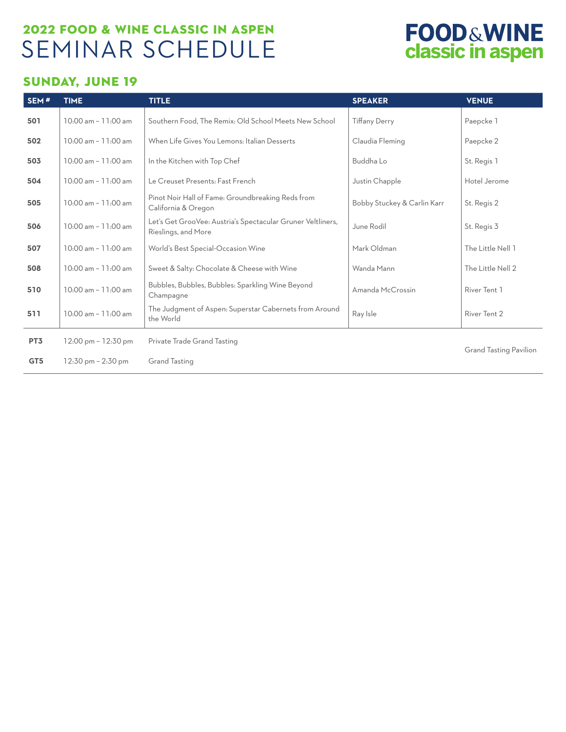## 2022 FOOD & WINE CLASSIC IN ASPEN

# SEMINAR SCHEDULE

FOOD & WINE classic in aspen

## SUNDAY, JUNE 19

| SEM # | TIME | TITLE | SPEAKER | VENUE |
|---|---|---|---|---|
| **501** | 10:00 am – 11:00 am | Southern Food, The Remix: Old School Meets New School | Tiffany Derry | Paepcke 1 |
| **502** | 10:00 am – 11:00 am | When Life Gives You Lemons: Italian Desserts | Claudia Fleming | Paepcke 2 |
| **503** | 10:00 am – 11:00 am | In the Kitchen with Top Chef | Buddha Lo | St. Regis 1 |
| **504** | 10:00 am – 11:00 am | Le Creuset Presents: Fast French | Justin Chapple | Hotel Jerome |
| **505** | 10:00 am – 11:00 am | Pinot Noir Hall of Fame: Groundbreaking Reds from California & Oregon | Bobby Stuckey & Carlin Karr | St. Regis 2 |
| **506** | 10:00 am – 11:00 am | Let's Get GrooVee: Austria's Spectacular Gruner Veltliners, Rieslings, and More | June Rodil | St. Regis 3 |
| **507** | 10:00 am – 11:00 am | World's Best Special-Occasion Wine | Mark Oldman | The Little Nell 1 |
| **508** | 10:00 am – 11:00 am | Sweet & Salty: Chocolate & Cheese with Wine | Wanda Mann | The Little Nell 2 |
| **510** | 10:00 am – 11:00 am | Bubbles, Bubbles, Bubbles: Sparkling Wine Beyond Champagne | Amanda McCrossin | River Tent 1 |
| **511** | 10:00 am – 11:00 am | The Judgment of Aspen: Superstar Cabernets from Around the World | Ray Isle | River Tent 2 |
| **PT3** | 12:00 pm – 12:30 pm | Private Trade Grand Tasting | | Grand Tasting Pavilion |
| **GT5** | 12:30 pm – 2:30 pm | Grand Tasting | | Grand Tasting Pavilion |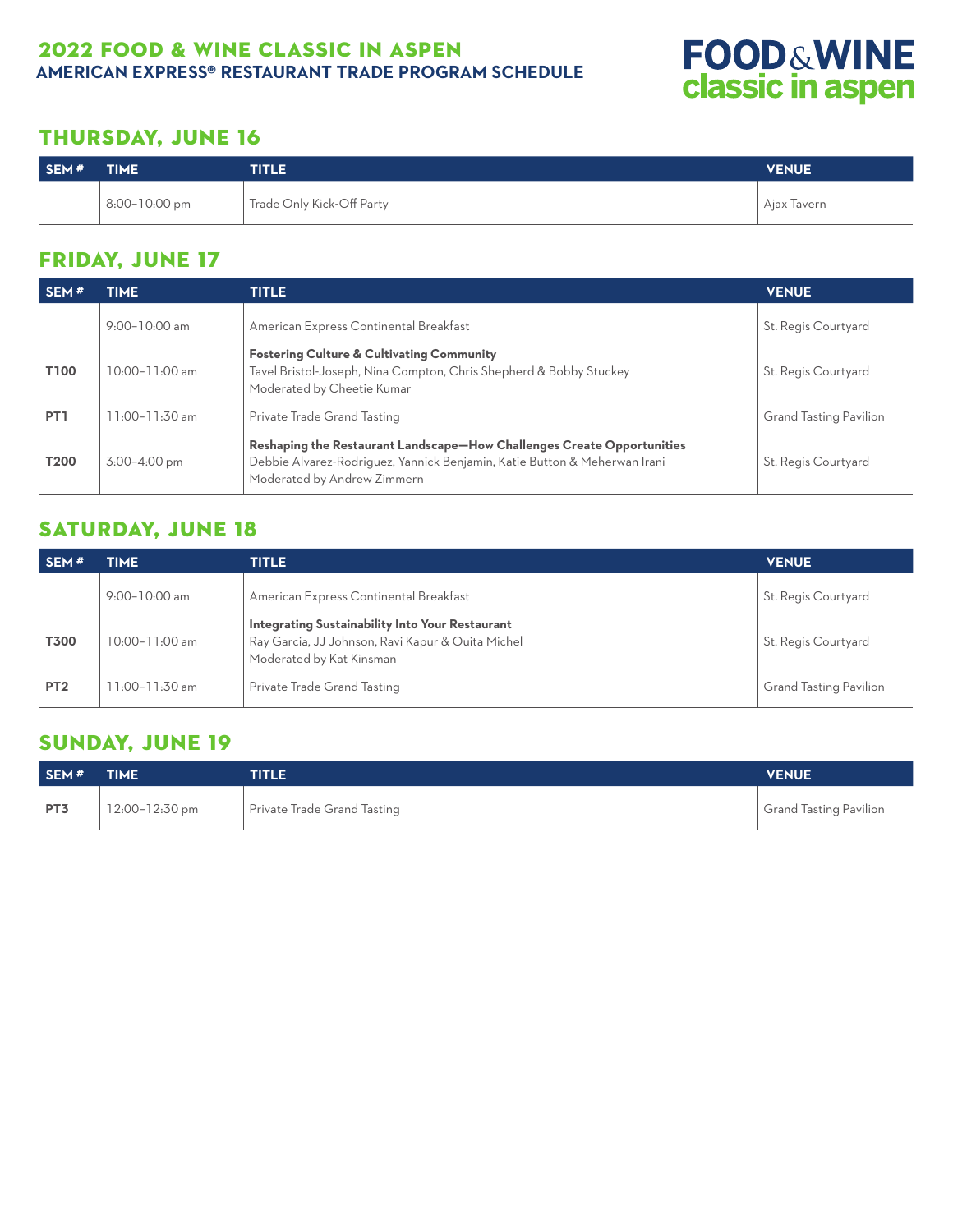# 2022 FOOD & WINE CLASSIC IN ASPEN
## AMERICAN EXPRESS® RESTAURANT TRADE PROGRAM SCHEDULE

FOOD & WINE classic in aspen

## THURSDAY, JUNE 16

| SEM # | TIME | TITLE | VENUE |
|---|---|---|---|
| | 8:00–10:00 pm | Trade Only Kick-Off Party | Ajax Tavern |

## FRIDAY, JUNE 17

| SEM # | TIME | TITLE | VENUE |
|---|---|---|---|
| | 9:00–10:00 am | American Express Continental Breakfast | St. Regis Courtyard |
| **T100** | 10:00–11:00 am | **Fostering Culture & Cultivating Community** Tavel Bristol-Joseph, Nina Compton, Chris Shepherd & Bobby Stuckey Moderated by Cheetie Kumar | St. Regis Courtyard |
| **PT1** | 11:00–11:30 am | Private Trade Grand Tasting | Grand Tasting Pavilion |
| **T200** | 3:00–4:00 pm | **Reshaping the Restaurant Landscape—How Challenges Create Opportunities** Debbie Alvarez-Rodriguez, Yannick Benjamin, Katie Button & Meherwan Irani Moderated by Andrew Zimmern | St. Regis Courtyard |

## SATURDAY, JUNE 18

| SEM # | TIME | TITLE | VENUE |
|---|---|---|---|
| | 9:00–10:00 am | American Express Continental Breakfast | St. Regis Courtyard |
| **T300** | 10:00–11:00 am | **Integrating Sustainability Into Your Restaurant** Ray Garcia, JJ Johnson, Ravi Kapur & Ouita Michel Moderated by Kat Kinsman | St. Regis Courtyard |
| **PT2** | 11:00–11:30 am | Private Trade Grand Tasting | Grand Tasting Pavilion |

## SUNDAY, JUNE 19

| SEM # | TIME | TITLE | VENUE |
|---|---|---|---|
| **PT3** | 12:00–12:30 pm | Private Trade Grand Tasting | Grand Tasting Pavilion |